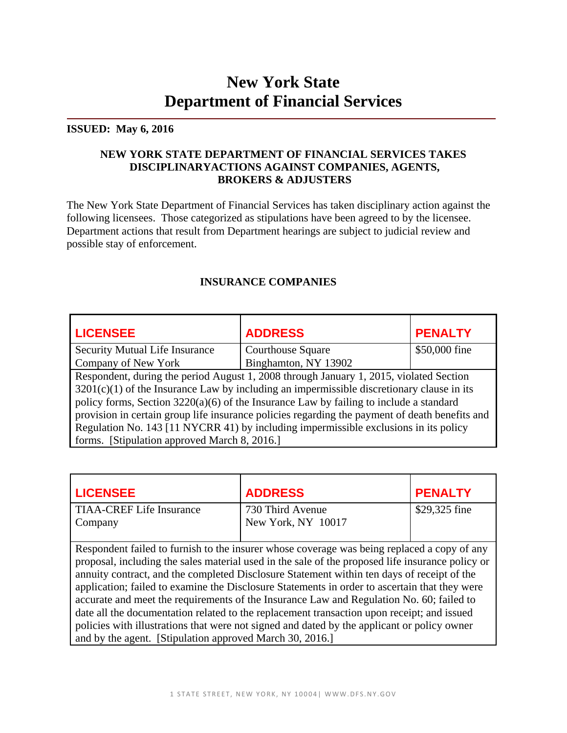# New York State
# Department of Financial Services

**ISSUED: May 6, 2016**

**NEW YORK STATE DEPARTMENT OF FINANCIAL SERVICES TAKES DISCIPLINARYACTIONS AGAINST COMPANIES, AGENTS, BROKERS & ADJUSTERS**

The New York State Department of Financial Services has taken disciplinary action against the following licensees. Those categorized as stipulations have been agreed to by the licensee. Department actions that result from Department hearings are subject to judicial review and possible stay of enforcement.

## INSURANCE COMPANIES

| LICENSEE | ADDRESS | PENALTY |
|---|---|---|
| Security Mutual Life Insurance Company of New York | Courthouse Square Binghamton, NY 13902 | $50,000 fine |
| Respondent, during the period August 1, 2008 through January 1, 2015, violated Section 3201(c)(1) of the Insurance Law by including an impermissible discretionary clause in its policy forms, Section 3220(a)(6) of the Insurance Law by failing to include a standard provision in certain group life insurance policies regarding the payment of death benefits and Regulation No. 143 [11 NYCRR 41) by including impermissible exclusions in its policy forms. [Stipulation approved March 8, 2016.] | | |

| LICENSEE | ADDRESS | PENALTY |
|---|---|---|
| TIAA-CREF Life Insurance Company | 730 Third Avenue New York, NY 10017 | $29,325 fine |
| Respondent failed to furnish to the insurer whose coverage was being replaced a copy of any proposal, including the sales material used in the sale of the proposed life insurance policy or annuity contract, and the completed Disclosure Statement within ten days of receipt of the application; failed to examine the Disclosure Statements in order to ascertain that they were accurate and meet the requirements of the Insurance Law and Regulation No. 60; failed to date all the documentation related to the replacement transaction upon receipt; and issued policies with illustrations that were not signed and dated by the applicant or policy owner and by the agent. [Stipulation approved March 30, 2016.] | | |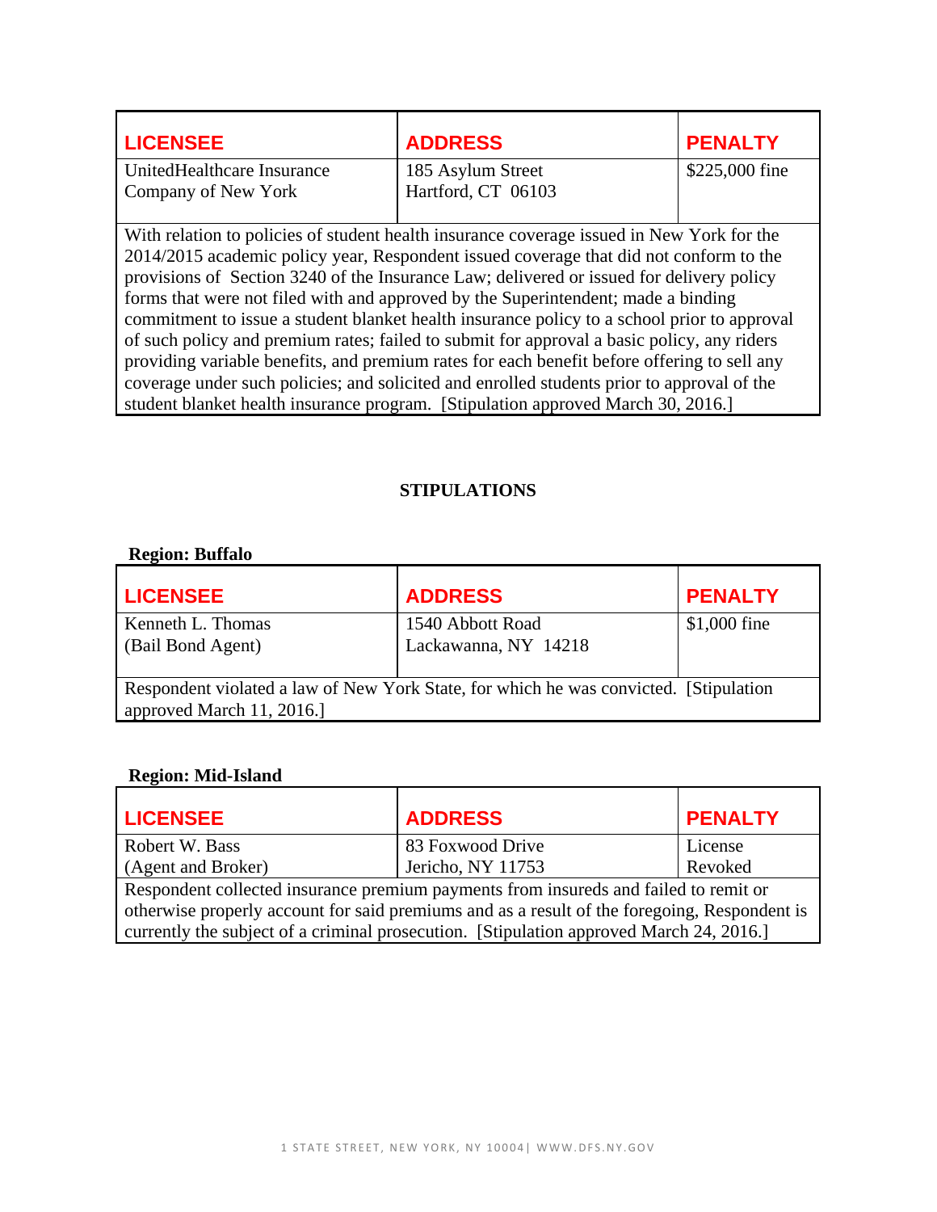| LICENSEE | ADDRESS | PENALTY |
|---|---|---|
| UnitedHealthcare Insurance Company of New York | 185 Asylum Street<br>Hartford, CT 06103 | $225,000 fine |

With relation to policies of student health insurance coverage issued in New York for the 2014/2015 academic policy year, Respondent issued coverage that did not conform to the provisions of Section 3240 of the Insurance Law; delivered or issued for delivery policy forms that were not filed with and approved by the Superintendent; made a binding commitment to issue a student blanket health insurance policy to a school prior to approval of such policy and premium rates; failed to submit for approval a basic policy, any riders providing variable benefits, and premium rates for each benefit before offering to sell any coverage under such policies; and solicited and enrolled students prior to approval of the student blanket health insurance program. [Stipulation approved March 30, 2016.]

## STIPULATIONS

**Region: Buffalo**

| LICENSEE | ADDRESS | PENALTY |
|---|---|---|
| Kenneth L. Thomas<br>(Bail Bond Agent) | 1540 Abbott Road<br>Lackawanna, NY 14218 | $1,000 fine |

Respondent violated a law of New York State, for which he was convicted. [Stipulation approved March 11, 2016.]

**Region: Mid-Island**

| LICENSEE | ADDRESS | PENALTY |
|---|---|---|
| Robert W. Bass<br>(Agent and Broker) | 83 Foxwood Drive<br>Jericho, NY 11753 | License Revoked |

Respondent collected insurance premium payments from insureds and failed to remit or otherwise properly account for said premiums and as a result of the foregoing, Respondent is currently the subject of a criminal prosecution. [Stipulation approved March 24, 2016.]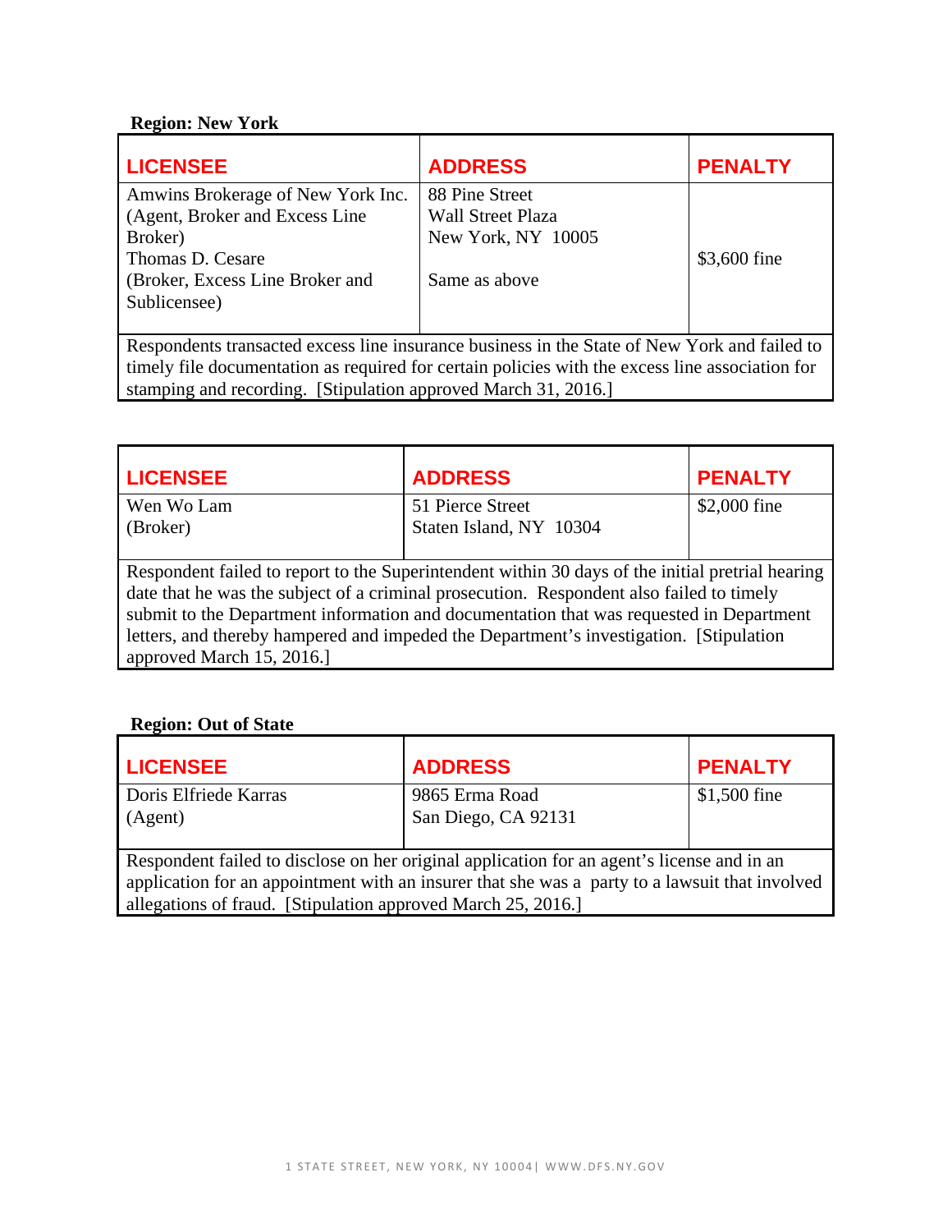**Region: New York**

| LICENSEE | ADDRESS | PENALTY |
|---|---|---|
| Amwins Brokerage of New York Inc. (Agent, Broker and Excess Line Broker)<br>Thomas D. Cesare (Broker, Excess Line Broker and Sublicensee) | 88 Pine Street<br>Wall Street Plaza<br>New York, NY 10005<br><br>Same as above | $3,600 fine |
| Respondents transacted excess line insurance business in the State of New York and failed to timely file documentation as required for certain policies with the excess line association for stamping and recording. [Stipulation approved March 31, 2016.] | | |

| LICENSEE | ADDRESS | PENALTY |
|---|---|---|
| Wen Wo Lam (Broker) | 51 Pierce Street<br>Staten Island, NY 10304 | $2,000 fine |
| Respondent failed to report to the Superintendent within 30 days of the initial pretrial hearing date that he was the subject of a criminal prosecution. Respondent also failed to timely submit to the Department information and documentation that was requested in Department letters, and thereby hampered and impeded the Department's investigation. [Stipulation approved March 15, 2016.] | | |

**Region: Out of State**

| LICENSEE | ADDRESS | PENALTY |
|---|---|---|
| Doris Elfriede Karras (Agent) | 9865 Erma Road<br>San Diego, CA 92131 | $1,500 fine |
| Respondent failed to disclose on her original application for an agent's license and in an application for an appointment with an insurer that she was a party to a lawsuit that involved allegations of fraud. [Stipulation approved March 25, 2016.] | | |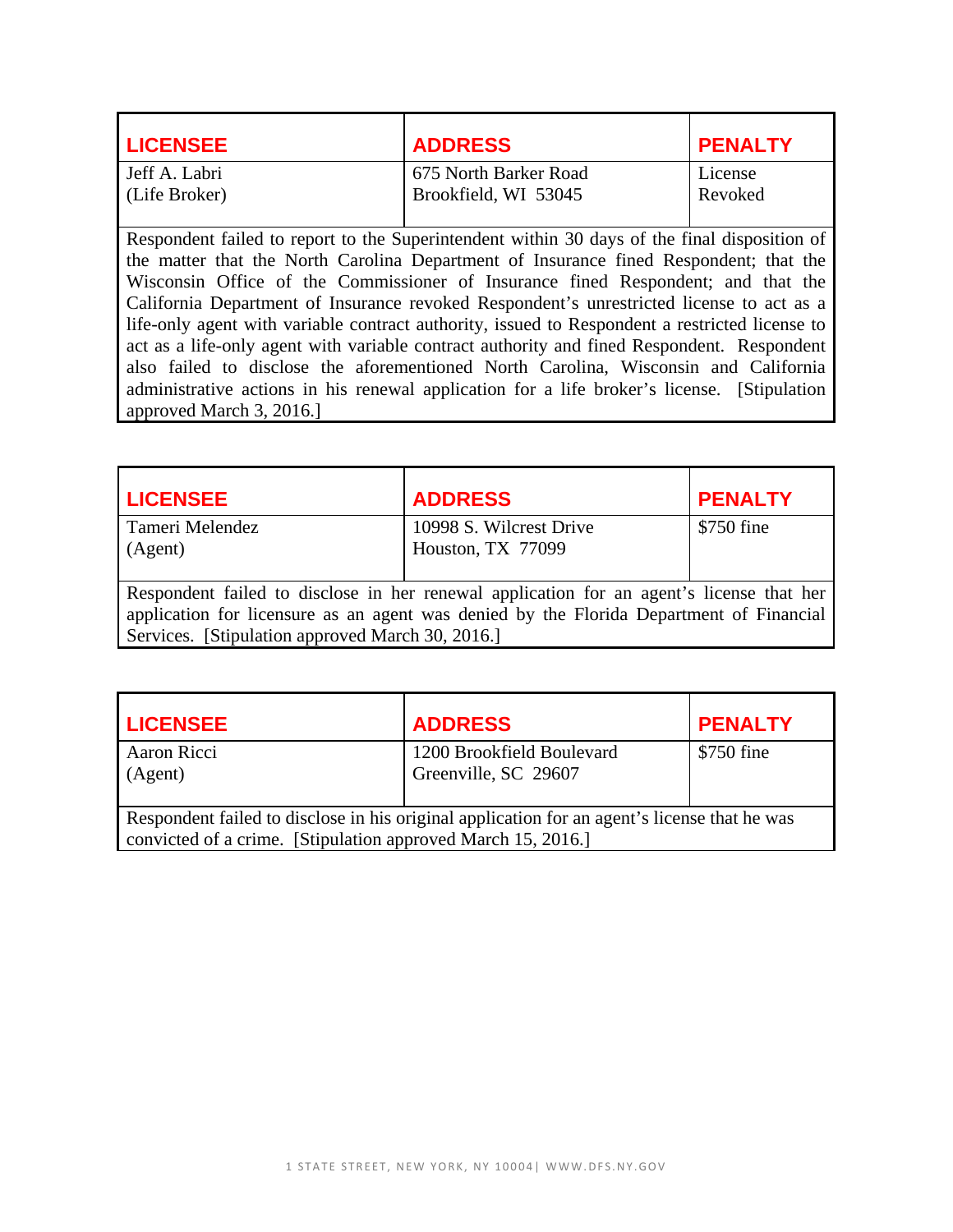| LICENSEE | ADDRESS | PENALTY |
| --- | --- | --- |
| Jeff A. Labri<br>(Life Broker) | 675 North Barker Road<br>Brookfield, WI 53045 | License Revoked |

Respondent failed to report to the Superintendent within 30 days of the final disposition of the matter that the North Carolina Department of Insurance fined Respondent; that the Wisconsin Office of the Commissioner of Insurance fined Respondent; and that the California Department of Insurance revoked Respondent's unrestricted license to act as a life-only agent with variable contract authority, issued to Respondent a restricted license to act as a life-only agent with variable contract authority and fined Respondent. Respondent also failed to disclose the aforementioned North Carolina, Wisconsin and California administrative actions in his renewal application for a life broker's license. [Stipulation approved March 3, 2016.]

| LICENSEE | ADDRESS | PENALTY |
| --- | --- | --- |
| Tameri Melendez<br>(Agent) | 10998 S. Wilcrest Drive<br>Houston, TX 77099 | $750 fine |

Respondent failed to disclose in her renewal application for an agent's license that her application for licensure as an agent was denied by the Florida Department of Financial Services. [Stipulation approved March 30, 2016.]

| LICENSEE | ADDRESS | PENALTY |
| --- | --- | --- |
| Aaron Ricci<br>(Agent) | 1200 Brookfield Boulevard<br>Greenville, SC 29607 | $750 fine |

Respondent failed to disclose in his original application for an agent's license that he was convicted of a crime. [Stipulation approved March 15, 2016.]